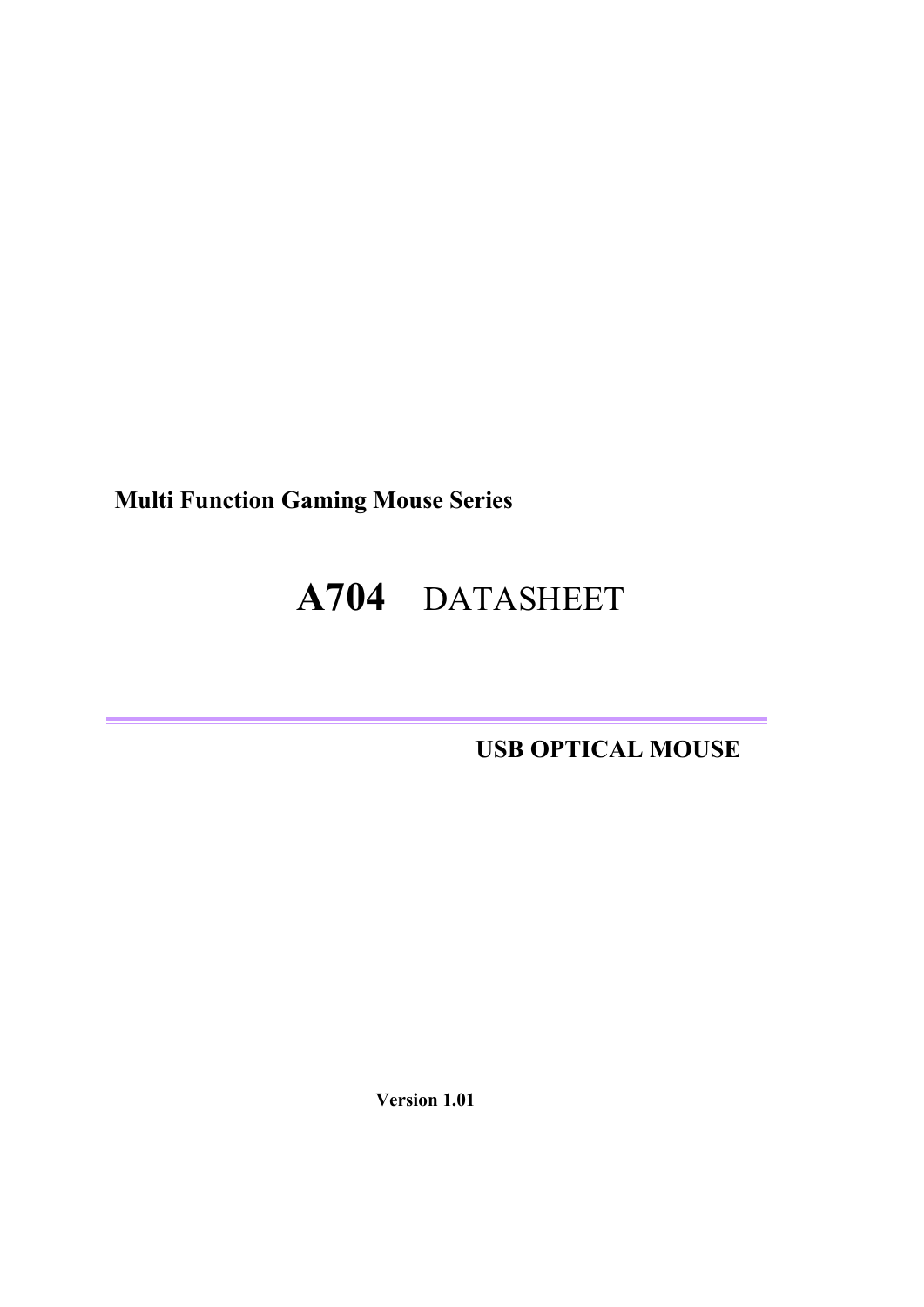**Multi Function Gaming Mouse Series**

# **A704** DATASHEET

---

**USB OPTICAL MOUSE**

**Version 1.01**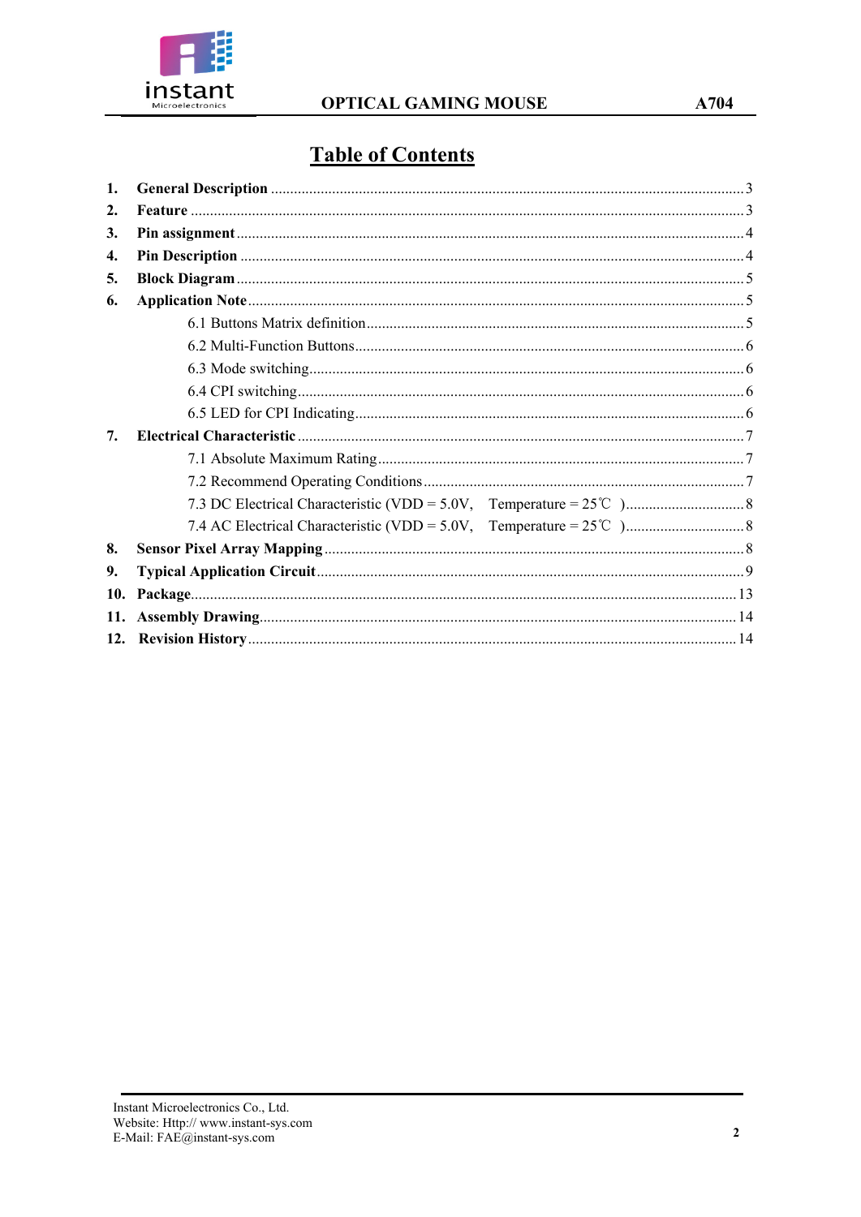# Table of Contents

1. **General Description** ........................................ 3
2. **Feature** ........................................ 3
3. **Pin assignment** ........................................ 4
4. **Pin Description** ........................................ 4
5. **Block Diagram** ........................................ 5
6. **Application Note** ........................................ 5
    - 6.1 Buttons Matrix definition ........................................ 5
    - 6.2 Multi-Function Buttons ........................................ 6
    - 6.3 Mode switching ........................................ 6
    - 6.4 CPI switching ........................................ 6
    - 6.5 LED for CPI Indicating ........................................ 6
7. **Electrical Characteristic** ........................................ 7
    - 7.1 Absolute Maximum Rating ........................................ 7
    - 7.2 Recommend Operating Conditions ........................................ 7
    - 7.3 DC Electrical Characteristic (VDD = 5.0V, Temperature = 25℃ ) ........................................ 8
    - 7.4 AC Electrical Characteristic (VDD = 5.0V, Temperature = 25℃ ) ........................................ 8
8. **Sensor Pixel Array Mapping** ........................................ 8
9. **Typical Application Circuit** ........................................ 9
10. **Package** ........................................ 13
11. **Assembly Drawing** ........................................ 14
12. **Revision History** ........................................ 14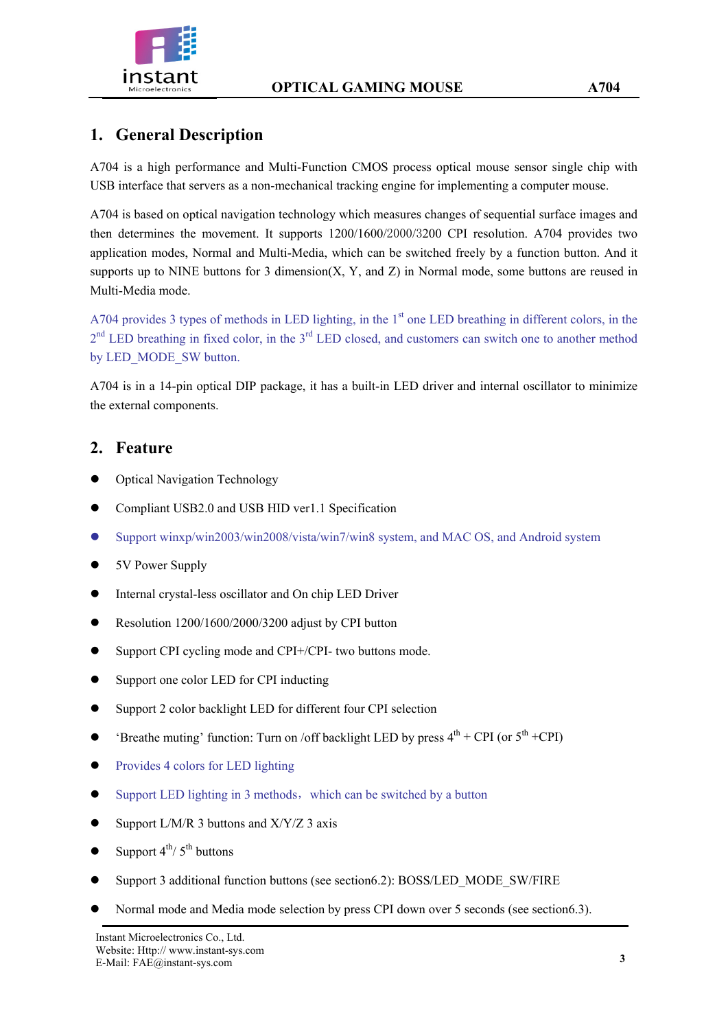## 1. General Description

A704 is a high performance and Multi-Function CMOS process optical mouse sensor single chip with USB interface that servers as a non-mechanical tracking engine for implementing a computer mouse.

A704 is based on optical navigation technology which measures changes of sequential surface images and then determines the movement. It supports 1200/1600/2000/3200 CPI resolution. A704 provides two application modes, Normal and Multi-Media, which can be switched freely by a function button. And it supports up to NINE buttons for 3 dimension(X, Y, and Z) in Normal mode, some buttons are reused in Multi-Media mode.

A704 provides 3 types of methods in LED lighting, in the 1st one LED breathing in different colors, in the 2nd LED breathing in fixed color, in the 3rd LED closed, and customers can switch one to another method by LED_MODE_SW button.

A704 is in a 14-pin optical DIP package, it has a built-in LED driver and internal oscillator to minimize the external components.

## 2. Feature

- Optical Navigation Technology
- Compliant USB2.0 and USB HID ver1.1 Specification
- Support winxp/win2003/win2008/vista/win7/win8 system, and MAC OS, and Android system
- 5V Power Supply
- Internal crystal-less oscillator and On chip LED Driver
- Resolution 1200/1600/2000/3200 adjust by CPI button
- Support CPI cycling mode and CPI+/CPI- two buttons mode.
- Support one color LED for CPI inducting
- Support 2 color backlight LED for different four CPI selection
- 'Breathe muting' function: Turn on /off backlight LED by press 4th + CPI (or 5th +CPI)
- Provides 4 colors for LED lighting
- Support LED lighting in 3 methods，which can be switched by a button
- Support L/M/R 3 buttons and X/Y/Z 3 axis
- Support 4th/ 5th buttons
- Support 3 additional function buttons (see section6.2): BOSS/LED_MODE_SW/FIRE
- Normal mode and Media mode selection by press CPI down over 5 seconds (see section6.3).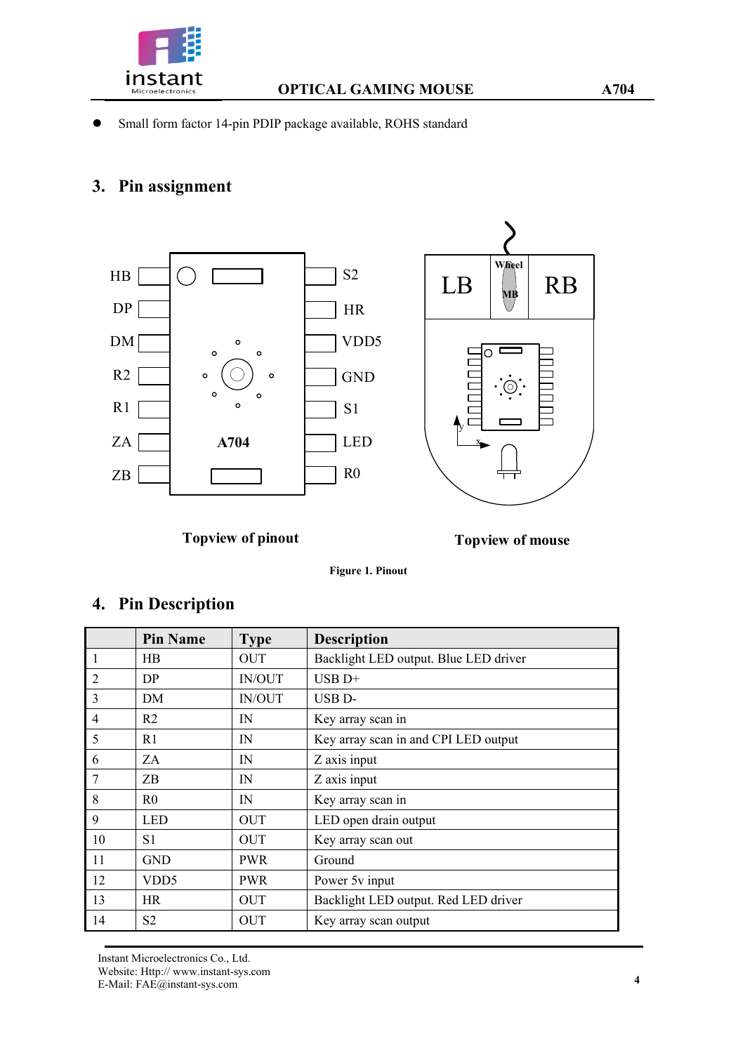- Small form factor 14-pin PDIP package available, ROHS standard

## 3. Pin assignment

Topview of pinout

Topview of mouse

**Figure 1. Pinout**

## 4. Pin Description

| | Pin Name | Type | Description |
|---|---|---|---|
| 1 | HB | OUT | Backlight LED output. Blue LED driver |
| 2 | DP | IN/OUT | USB D+ |
| 3 | DM | IN/OUT | USB D- |
| 4 | R2 | IN | Key array scan in |
| 5 | R1 | IN | Key array scan in and CPI LED output |
| 6 | ZA | IN | Z axis input |
| 7 | ZB | IN | Z axis input |
| 8 | R0 | IN | Key array scan in |
| 9 | LED | OUT | LED open drain output |
| 10 | S1 | OUT | Key array scan out |
| 11 | GND | PWR | Ground |
| 12 | VDD5 | PWR | Power 5v input |
| 13 | HR | OUT | Backlight LED output. Red LED driver |
| 14 | S2 | OUT | Key array scan output |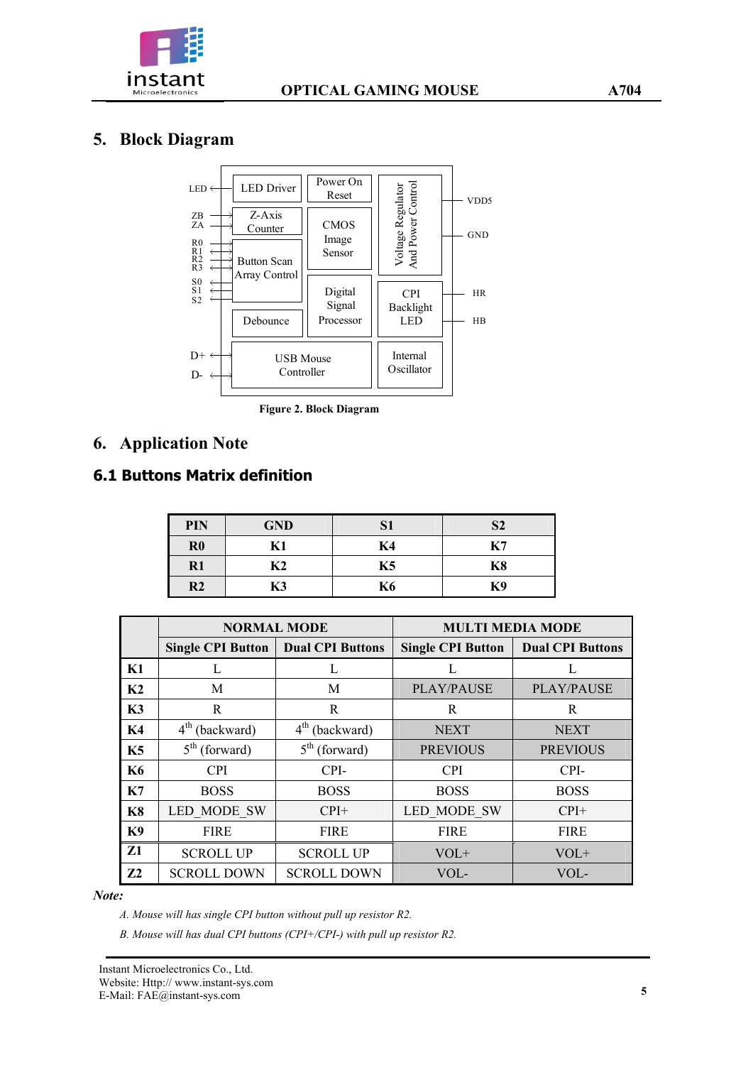## 5. Block Diagram

Figure 2. Block Diagram

## 6. Application Note

### 6.1 Buttons Matrix definition

| PIN | GND | S1 | S2 |
|---|---|---|---|
| R0 | K1 | K4 | K7 |
| R1 | K2 | K5 | K8 |
| R2 | K3 | K6 | K9 |

| | NORMAL MODE | | MULTI MEDIA MODE | |
|---|---|---|---|---|
| | Single CPI Button | Dual CPI Buttons | Single CPI Button | Dual CPI Buttons |
| K1 | L | L | L | L |
| K2 | M | M | PLAY/PAUSE | PLAY/PAUSE |
| K3 | R | R | R | R |
| K4 | 4th (backward) | 4th (backward) | NEXT | NEXT |
| K5 | 5th (forward) | 5th (forward) | PREVIOUS | PREVIOUS |
| K6 | CPI | CPI- | CPI | CPI- |
| K7 | BOSS | BOSS | BOSS | BOSS |
| K8 | LED_MODE_SW | CPI+ | LED_MODE_SW | CPI+ |
| K9 | FIRE | FIRE | FIRE | FIRE |
| Z1 | SCROLL UP | SCROLL UP | VOL+ | VOL+ |
| Z2 | SCROLL DOWN | SCROLL DOWN | VOL- | VOL- |

***Note:***

*A. Mouse will has single CPI button without pull up resistor R2.*

*B. Mouse will has dual CPI buttons (CPI+/CPI-) with pull up resistor R2.*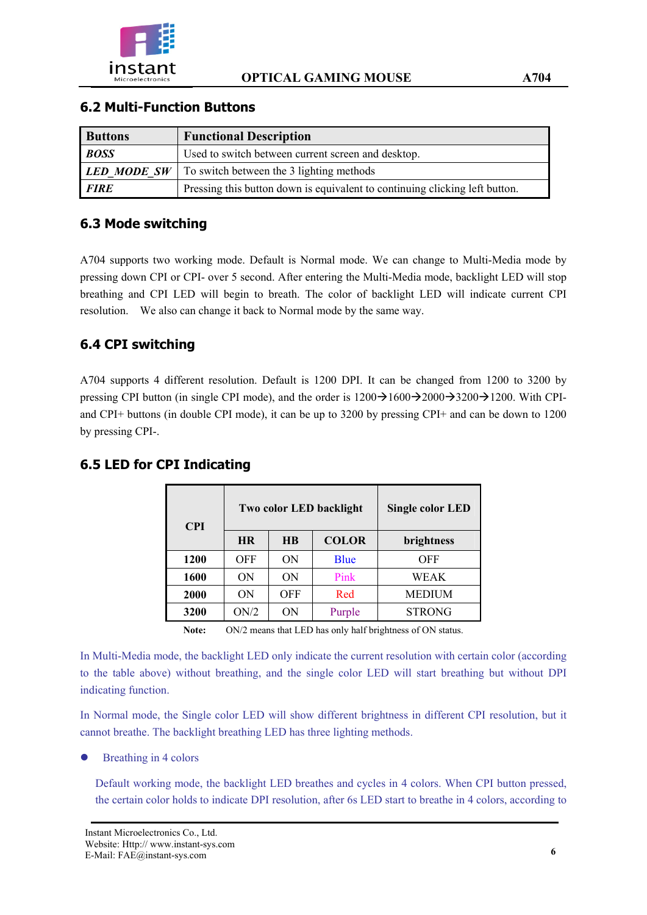## 6.2 Multi-Function Buttons

| Buttons | Functional Description |
|---|---|
| ***BOSS*** | Used to switch between current screen and desktop. |
| ***LED_MODE_SW*** | To switch between the 3 lighting methods |
| ***FIRE*** | Pressing this button down is equivalent to continuing clicking left button. |

## 6.3 Mode switching

A704 supports two working mode. Default is Normal mode. We can change to Multi-Media mode by pressing down CPI or CPI- over 5 second. After entering the Multi-Media mode, backlight LED will stop breathing and CPI LED will begin to breath. The color of backlight LED will indicate current CPI resolution. We also can change it back to Normal mode by the same way.

## 6.4 CPI switching

A704 supports 4 different resolution. Default is 1200 DPI. It can be changed from 1200 to 3200 by pressing CPI button (in single CPI mode), and the order is 1200→1600→2000→3200→1200. With CPI- and CPI+ buttons (in double CPI mode), it can be up to 3200 by pressing CPI+ and can be down to 1200 by pressing CPI-.

## 6.5 LED for CPI Indicating

| CPI | Two color LED backlight | | | Single color LED |
|---|---|---|---|---|
| | **HR** | **HB** | **COLOR** | **brightness** |
| **1200** | OFF | ON | Blue | OFF |
| **1600** | ON | ON | Pink | WEAK |
| **2000** | ON | OFF | Red | MEDIUM |
| **3200** | ON/2 | ON | Purple | STRONG |

**Note:** ON/2 means that LED has only half brightness of ON status.

In Multi-Media mode, the backlight LED only indicate the current resolution with certain color (according to the table above) without breathing, and the single color LED will start breathing but without DPI indicating function.

In Normal mode, the Single color LED will show different brightness in different CPI resolution, but it cannot breathe. The backlight breathing LED has three lighting methods.

- Breathing in 4 colors

  Default working mode, the backlight LED breathes and cycles in 4 colors. When CPI button pressed, the certain color holds to indicate DPI resolution, after 6s LED start to breathe in 4 colors, according to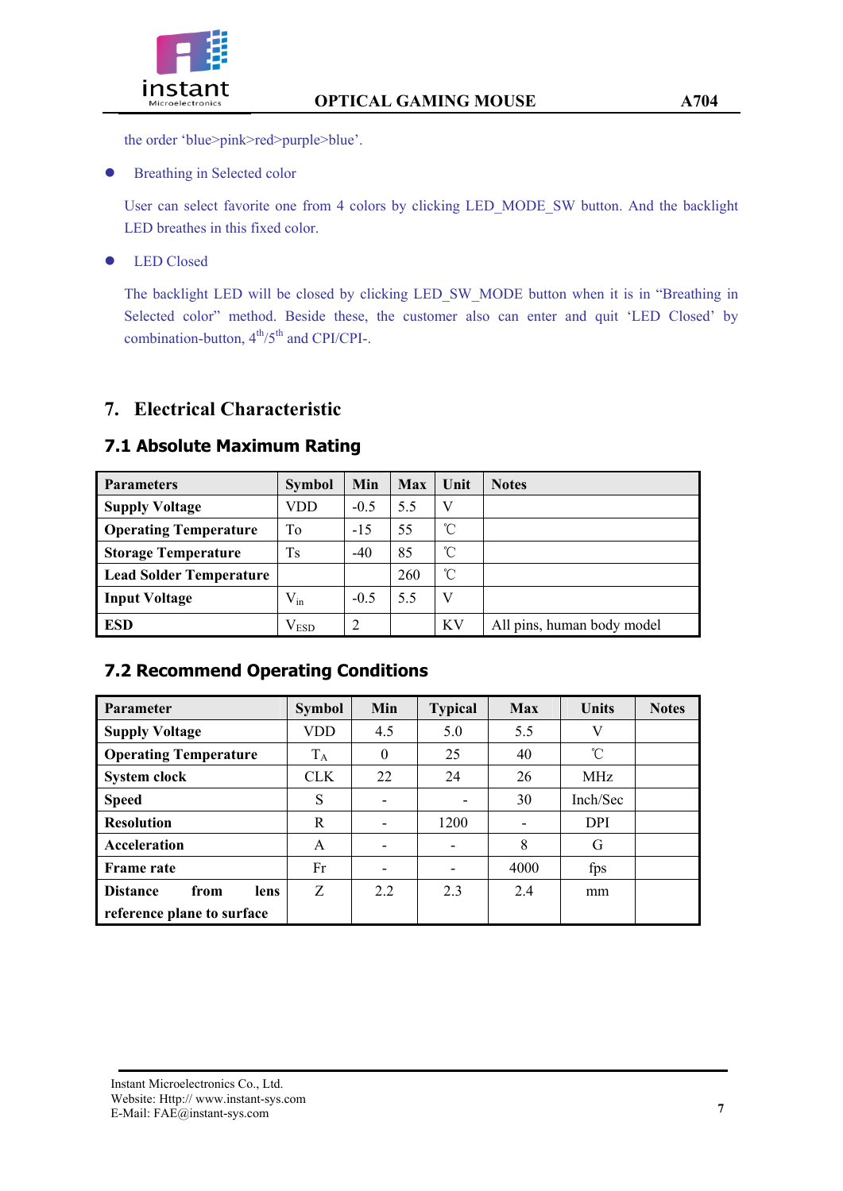the order 'blue>pink>red>purple>blue'.

- Breathing in Selected color

  User can select favorite one from 4 colors by clicking LED_MODE_SW button. And the backlight LED breathes in this fixed color.

- LED Closed

  The backlight LED will be closed by clicking LED_SW_MODE button when it is in "Breathing in Selected color" method. Beside these, the customer also can enter and quit 'LED Closed' by combination-button, 4th/5th and CPI/CPI-.

# 7. Electrical Characteristic

## 7.1 Absolute Maximum Rating

| Parameters | Symbol | Min | Max | Unit | Notes |
|---|---|---|---|---|---|
| **Supply Voltage** | VDD | -0.5 | 5.5 | V | |
| **Operating Temperature** | To | -15 | 55 | ℃ | |
| **Storage Temperature** | Ts | -40 | 85 | ℃ | |
| **Lead Solder Temperature** | | | 260 | ℃ | |
| **Input Voltage** | $V_{in}$ | -0.5 | 5.5 | V | |
| **ESD** | $V_{ESD}$ | 2 | | KV | All pins, human body model |

## 7.2 Recommend Operating Conditions

| Parameter | Symbol | Min | Typical | Max | Units | Notes |
|---|---|---|---|---|---|---|
| **Supply Voltage** | VDD | 4.5 | 5.0 | 5.5 | V | |
| **Operating Temperature** | $T_A$ | 0 | 25 | 40 | ℃ | |
| **System clock** | CLK | 22 | 24 | 26 | MHz | |
| **Speed** | S | - | - | 30 | Inch/Sec | |
| **Resolution** | R | - | 1200 | - | DPI | |
| **Acceleration** | A | - | - | 8 | G | |
| **Frame rate** | Fr | - | - | 4000 | fps | |
| **Distance from lens reference plane to surface** | Z | 2.2 | 2.3 | 2.4 | mm | |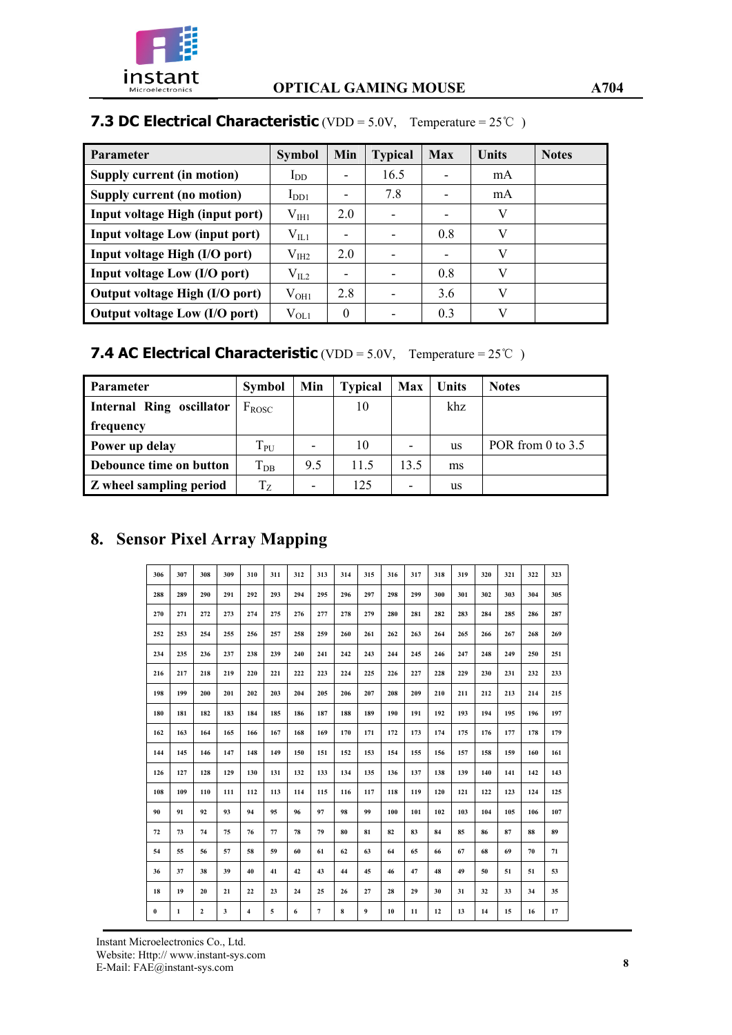### 7.3 DC Electrical Characteristic (VDD = 5.0V, Temperature = 25℃ )

| Parameter | Symbol | Min | Typical | Max | Units | Notes |
|---|---|---|---|---|---|---|
| Supply current (in motion) | $I_{DD}$ | - | 16.5 | - | mA | |
| Supply current (no motion) | $I_{DD1}$ | - | 7.8 | - | mA | |
| Input voltage High (input port) | $V_{IH1}$ | 2.0 | - | - | V | |
| Input voltage Low (input port) | $V_{IL1}$ | - | - | 0.8 | V | |
| Input voltage High (I/O port) | $V_{IH2}$ | 2.0 | - | - | V | |
| Input voltage Low (I/O port) | $V_{IL2}$ | - | - | 0.8 | V | |
| Output voltage High (I/O port) | $V_{OH1}$ | 2.8 | - | 3.6 | V | |
| Output voltage Low (I/O port) | $V_{OL1}$ | 0 | - | 0.3 | V | |

### 7.4 AC Electrical Characteristic (VDD = 5.0V, Temperature = 25℃ )

| Parameter | Symbol | Min | Typical | Max | Units | Notes |
|---|---|---|---|---|---|---|
| Internal Ring oscillator frequency | $F_{ROSC}$ | | 10 | | khz | |
| Power up delay | $T_{PU}$ | - | 10 | - | us | POR from 0 to 3.5 |
| Debounce time on button | $T_{DB}$ | 9.5 | 11.5 | 13.5 | ms | |
| Z wheel sampling period | $T_Z$ | - | 125 | - | us | |

## 8. Sensor Pixel Array Mapping

| | | | | | | | | | | | | | | | | | |
|---|---|---|---|---|---|---|---|---|---|---|---|---|---|---|---|---|---|
| 306 | 307 | 308 | 309 | 310 | 311 | 312 | 313 | 314 | 315 | 316 | 317 | 318 | 319 | 320 | 321 | 322 | 323 |
| 288 | 289 | 290 | 291 | 292 | 293 | 294 | 295 | 296 | 297 | 298 | 299 | 300 | 301 | 302 | 303 | 304 | 305 |
| 270 | 271 | 272 | 273 | 274 | 275 | 276 | 277 | 278 | 279 | 280 | 281 | 282 | 283 | 284 | 285 | 286 | 287 |
| 252 | 253 | 254 | 255 | 256 | 257 | 258 | 259 | 260 | 261 | 262 | 263 | 264 | 265 | 266 | 267 | 268 | 269 |
| 234 | 235 | 236 | 237 | 238 | 239 | 240 | 241 | 242 | 243 | 244 | 245 | 246 | 247 | 248 | 249 | 250 | 251 |
| 216 | 217 | 218 | 219 | 220 | 221 | 222 | 223 | 224 | 225 | 226 | 227 | 228 | 229 | 230 | 231 | 232 | 233 |
| 198 | 199 | 200 | 201 | 202 | 203 | 204 | 205 | 206 | 207 | 208 | 209 | 210 | 211 | 212 | 213 | 214 | 215 |
| 180 | 181 | 182 | 183 | 184 | 185 | 186 | 187 | 188 | 189 | 190 | 191 | 192 | 193 | 194 | 195 | 196 | 197 |
| 162 | 163 | 164 | 165 | 166 | 167 | 168 | 169 | 170 | 171 | 172 | 173 | 174 | 175 | 176 | 177 | 178 | 179 |
| 144 | 145 | 146 | 147 | 148 | 149 | 150 | 151 | 152 | 153 | 154 | 155 | 156 | 157 | 158 | 159 | 160 | 161 |
| 126 | 127 | 128 | 129 | 130 | 131 | 132 | 133 | 134 | 135 | 136 | 137 | 138 | 139 | 140 | 141 | 142 | 143 |
| 108 | 109 | 110 | 111 | 112 | 113 | 114 | 115 | 116 | 117 | 118 | 119 | 120 | 121 | 122 | 123 | 124 | 125 |
| 90 | 91 | 92 | 93 | 94 | 95 | 96 | 97 | 98 | 99 | 100 | 101 | 102 | 103 | 104 | 105 | 106 | 107 |
| 72 | 73 | 74 | 75 | 76 | 77 | 78 | 79 | 80 | 81 | 82 | 83 | 84 | 85 | 86 | 87 | 88 | 89 |
| 54 | 55 | 56 | 57 | 58 | 59 | 60 | 61 | 62 | 63 | 64 | 65 | 66 | 67 | 68 | 69 | 70 | 71 |
| 36 | 37 | 38 | 39 | 40 | 41 | 42 | 43 | 44 | 45 | 46 | 47 | 48 | 49 | 50 | 51 | 51 | 53 |
| 18 | 19 | 20 | 21 | 22 | 23 | 24 | 25 | 26 | 27 | 28 | 29 | 30 | 31 | 32 | 33 | 34 | 35 |
| 0 | 1 | 2 | 3 | 4 | 5 | 6 | 7 | 8 | 9 | 10 | 11 | 12 | 13 | 14 | 15 | 16 | 17 |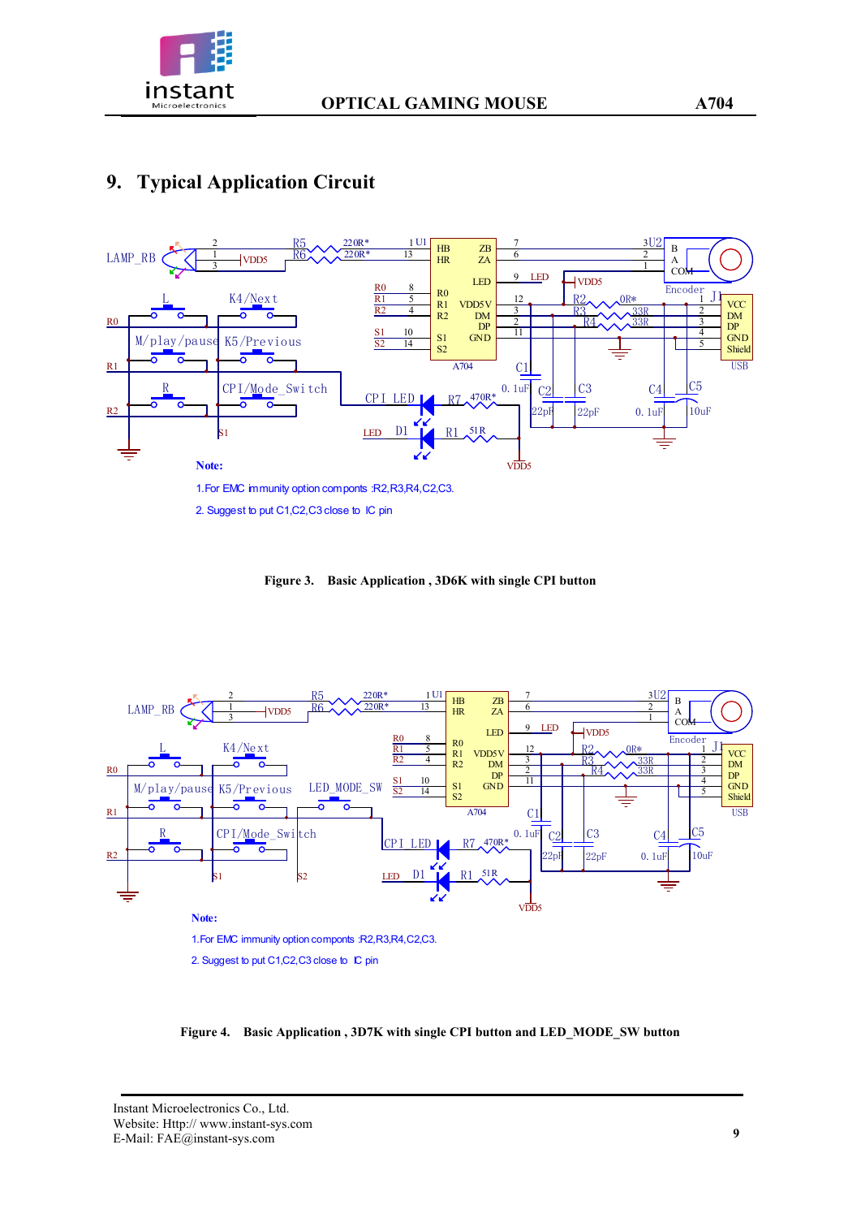## 9. Typical Application Circuit

**Note:**

1.For EMC immunity option componts :R2,R3,R4,C2,C3.

2. Suggest to put C1,C2,C3 close to IC pin

Figure 3. Basic Application , 3D6K with single CPI button

**Note:**

1.For EMC immunity option componts :R2,R3,R4,C2,C3.

2. Suggest to put C1,C2,C3 close to IC pin

Figure 4. Basic Application , 3D7K with single CPI button and LED_MODE_SW button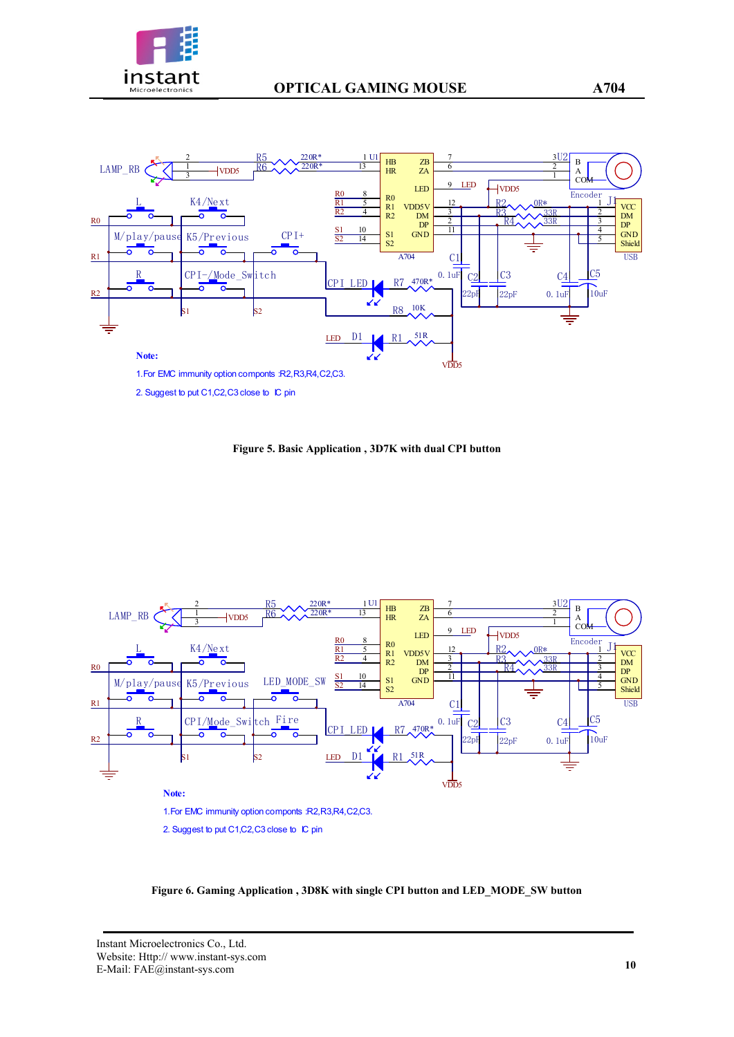**Note:**

1. For EMC immunity option componts :R2,R3,R4,C2,C3.

2. Suggest to put C1,C2,C3 close to IC pin

**Figure 5. Basic Application , 3D7K with dual CPI button**

**Note:**

1. For EMC immunity option componts :R2,R3,R4,C2,C3.

2. Suggest to put C1,C2,C3 close to IC pin

**Figure 6. Gaming Application , 3D8K with single CPI button and LED_MODE_SW button**

Instant Microelectronics Co., Ltd.
Website: Http:// www.instant-sys.com
E-Mail: FAE@instant-sys.com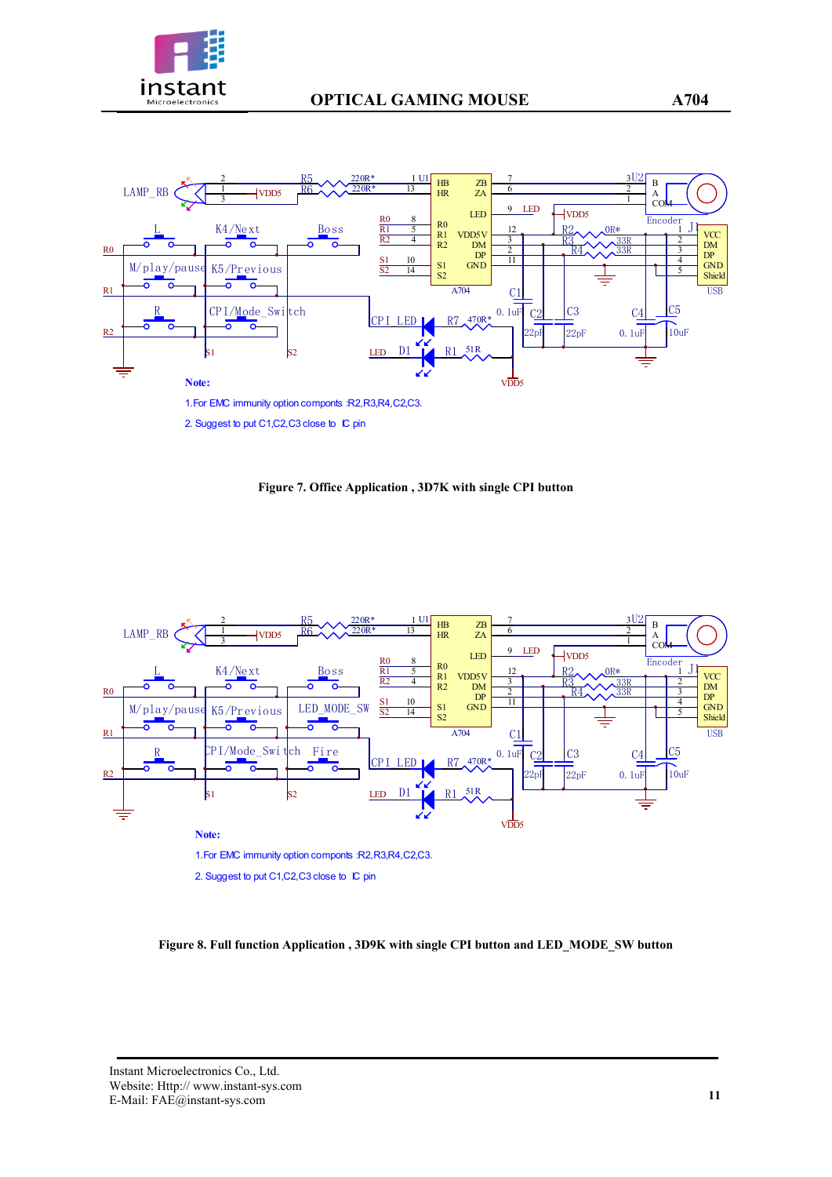**Note:**

1. For EMC immunity option compents :R2,R3,R4,C2,C3.

2. Suggest to put C1,C2,C3 close to IC pin

**Figure 7. Office Application , 3D7K with single CPI button**

**Note:**

1. For EMC immunity option compents :R2,R3,R4,C2,C3.

2. Suggest to put C1,C2,C3 close to IC pin

**Figure 8. Full function Application , 3D9K with single CPI button and LED_MODE_SW button**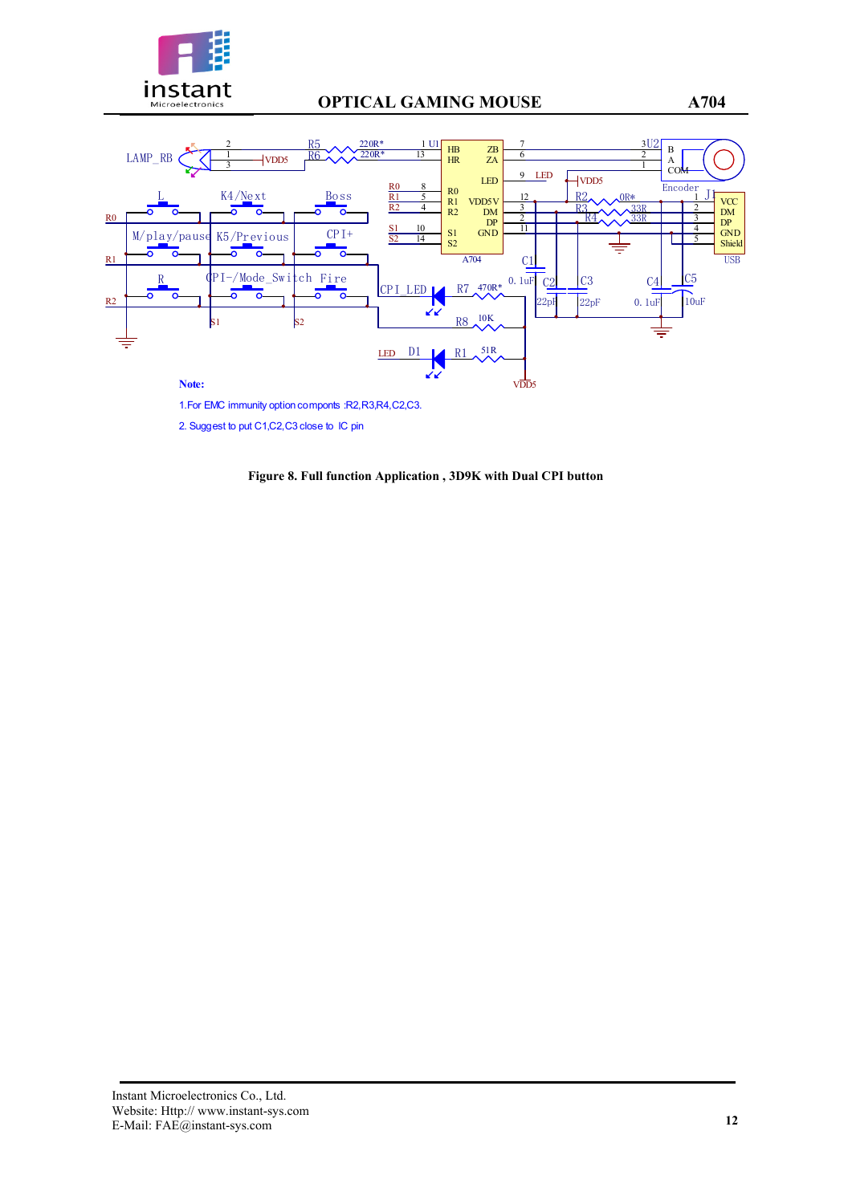**Note:**

1. For EMC immunity option componts :R2,R3,R4,C2,C3.

2. Suggest to put C1,C2,C3 close to IC pin

**Figure 8. Full function Application , 3D9K with Dual CPI button**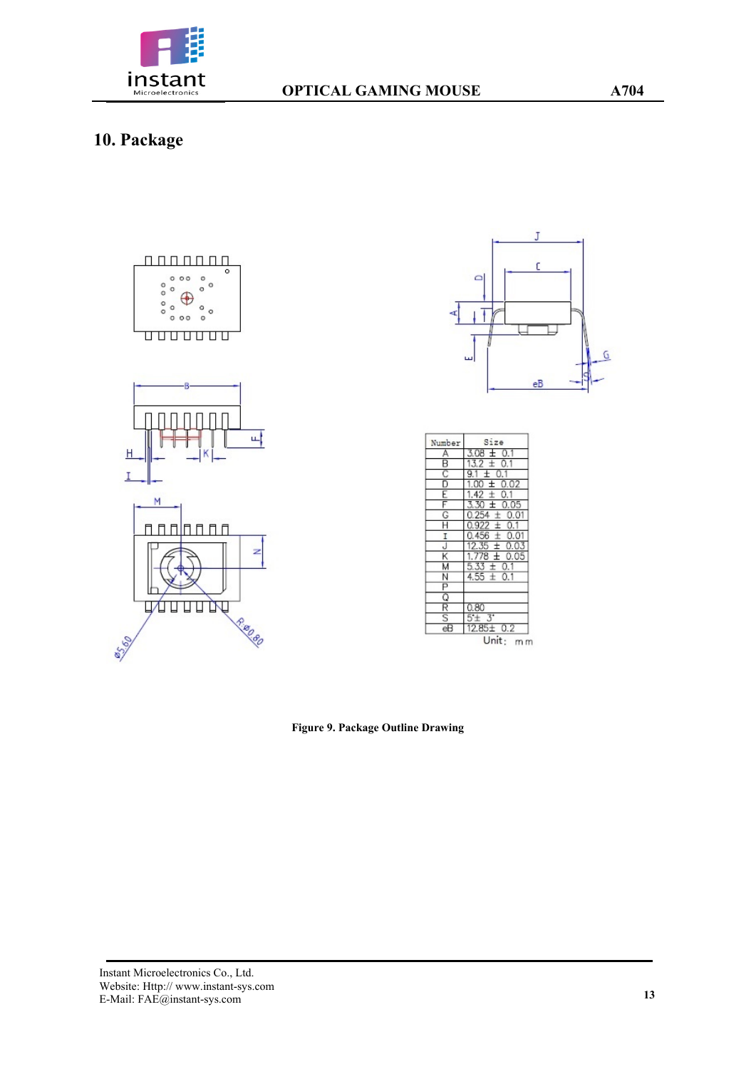## 10. Package

| Number | Size |
|---|---|
| A | 3.08 ± 0.1 |
| B | 13.2 ± 0.1 |
| C | 9.1 ± 0.1 |
| D | 1.00 ± 0.02 |
| E | 1.42 ± 0.1 |
| F | 3.30 ± 0.05 |
| G | 0.254 ± 0.01 |
| H | 0.922 ± 0.1 |
| I | 0.456 ± 0.01 |
| J | 12.35 ± 0.03 |
| K | 1.778 ± 0.05 |
| M | 5.33 ± 0.1 |
| N | 4.55 ± 0.1 |
| P | |
| Q | |
| R | 0.80 |
| S | 5°± 3° |
| eB | 12.85± 0.2 |

Unit: mm

**Figure 9. Package Outline Drawing**

Instant Microelectronics Co., Ltd.
Website: Http:// www.instant-sys.com
E-Mail: FAE@instant-sys.com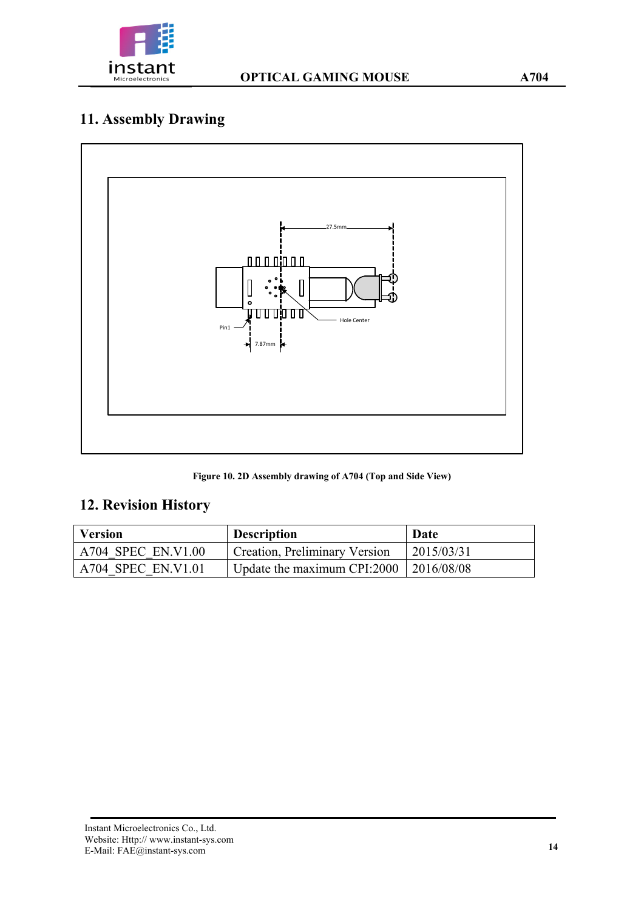## 11. Assembly Drawing

27.5mm

Hole Center

Pin1

7.87mm

Figure 10. 2D Assembly drawing of A704 (Top and Side View)

## 12. Revision History

| Version | Description | Date |
|---|---|---|
| A704_SPEC_EN.V1.00 | Creation, Preliminary Version | 2015/03/31 |
| A704_SPEC_EN.V1.01 | Update the maximum CPI:2000 | 2016/08/08 |